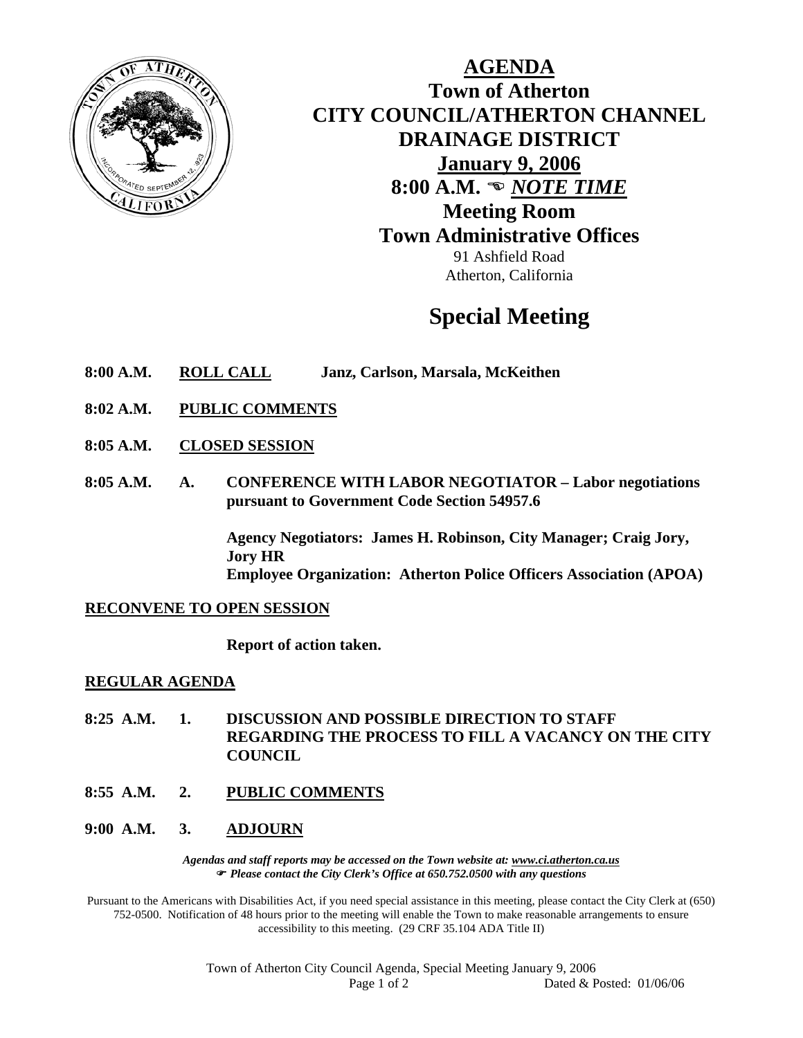# AGENDA

## Town of Atherton
## CITY COUNCIL/ATHERTON CHANNEL DRAINAGE DISTRICT
## January 9, 2006
## 8:00 A.M. ☜ *NOTE TIME*
## Meeting Room
## Town Administrative Offices

91 Ashfield Road
Atherton, California

# Special Meeting

**8:00 A.M.** **ROLL CALL** **Janz, Carlson, Marsala, McKeithen**

**8:02 A.M.** **PUBLIC COMMENTS**

**8:05 A.M.** **CLOSED SESSION**

**8:05 A.M.** **A. CONFERENCE WITH LABOR NEGOTIATOR – Labor negotiations pursuant to Government Code Section 54957.6**

**Agency Negotiators: James H. Robinson, City Manager; Craig Jory, Jory HR**
**Employee Organization: Atherton Police Officers Association (APOA)**

**RECONVENE TO OPEN SESSION**

**Report of action taken.**

**REGULAR AGENDA**

**8:25 A.M.** **1. DISCUSSION AND POSSIBLE DIRECTION TO STAFF REGARDING THE PROCESS TO FILL A VACANCY ON THE CITY COUNCIL**

**8:55 A.M.** **2. PUBLIC COMMENTS**

**9:00 A.M.** **3. ADJOURN**

*Agendas and staff reports may be accessed on the Town website at: www.ci.atherton.ca.us*
☞ *Please contact the City Clerk's Office at 650.752.0500 with any questions*

Pursuant to the Americans with Disabilities Act, if you need special assistance in this meeting, please contact the City Clerk at (650) 752-0500. Notification of 48 hours prior to the meeting will enable the Town to make reasonable arrangements to ensure accessibility to this meeting. (29 CRF 35.104 ADA Title II)

Town of Atherton City Council Agenda, Special Meeting January 9, 2006
Dated & Posted: 01/06/06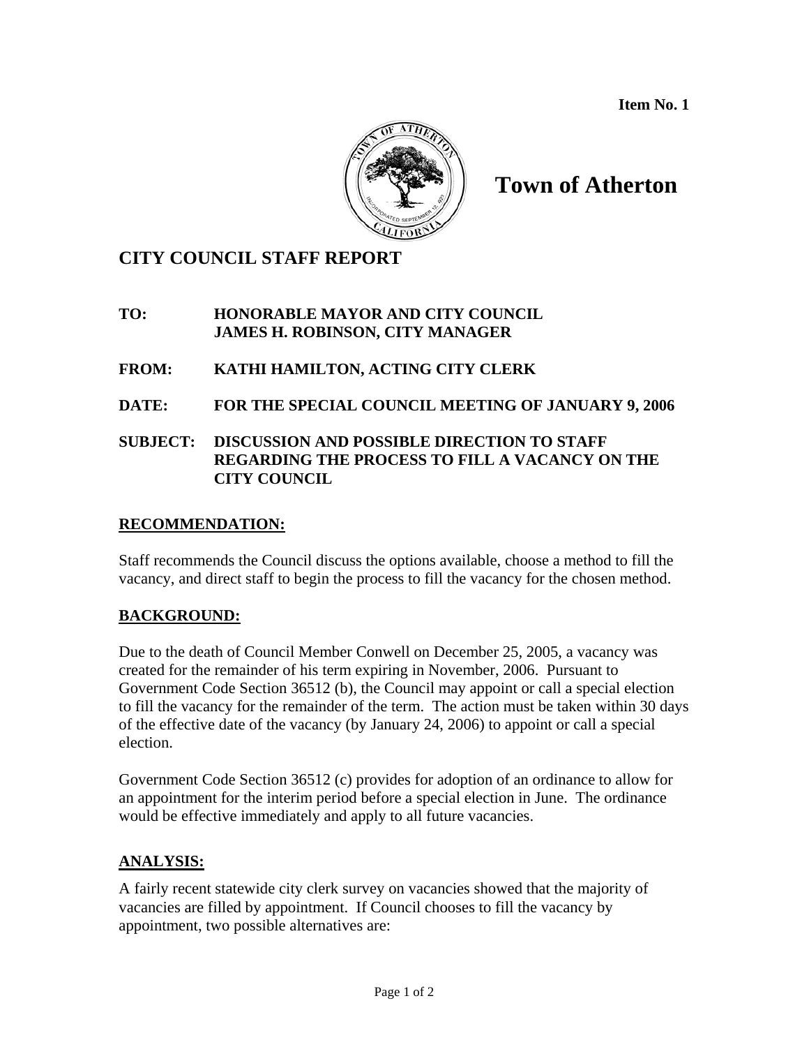**Item No. 1**

# Town of Atherton

## CITY COUNCIL STAFF REPORT

**TO:** HONORABLE MAYOR AND CITY COUNCIL
JAMES H. ROBINSON, CITY MANAGER

**FROM:** KATHI HAMILTON, ACTING CITY CLERK

**DATE:** FOR THE SPECIAL COUNCIL MEETING OF JANUARY 9, 2006

**SUBJECT:** DISCUSSION AND POSSIBLE DIRECTION TO STAFF REGARDING THE PROCESS TO FILL A VACANCY ON THE CITY COUNCIL

### RECOMMENDATION:

Staff recommends the Council discuss the options available, choose a method to fill the vacancy, and direct staff to begin the process to fill the vacancy for the chosen method.

### BACKGROUND:

Due to the death of Council Member Conwell on December 25, 2005, a vacancy was created for the remainder of his term expiring in November, 2006. Pursuant to Government Code Section 36512 (b), the Council may appoint or call a special election to fill the vacancy for the remainder of the term. The action must be taken within 30 days of the effective date of the vacancy (by January 24, 2006) to appoint or call a special election.

Government Code Section 36512 (c) provides for adoption of an ordinance to allow for an appointment for the interim period before a special election in June. The ordinance would be effective immediately and apply to all future vacancies.

### ANALYSIS:

A fairly recent statewide city clerk survey on vacancies showed that the majority of vacancies are filled by appointment. If Council chooses to fill the vacancy by appointment, two possible alternatives are: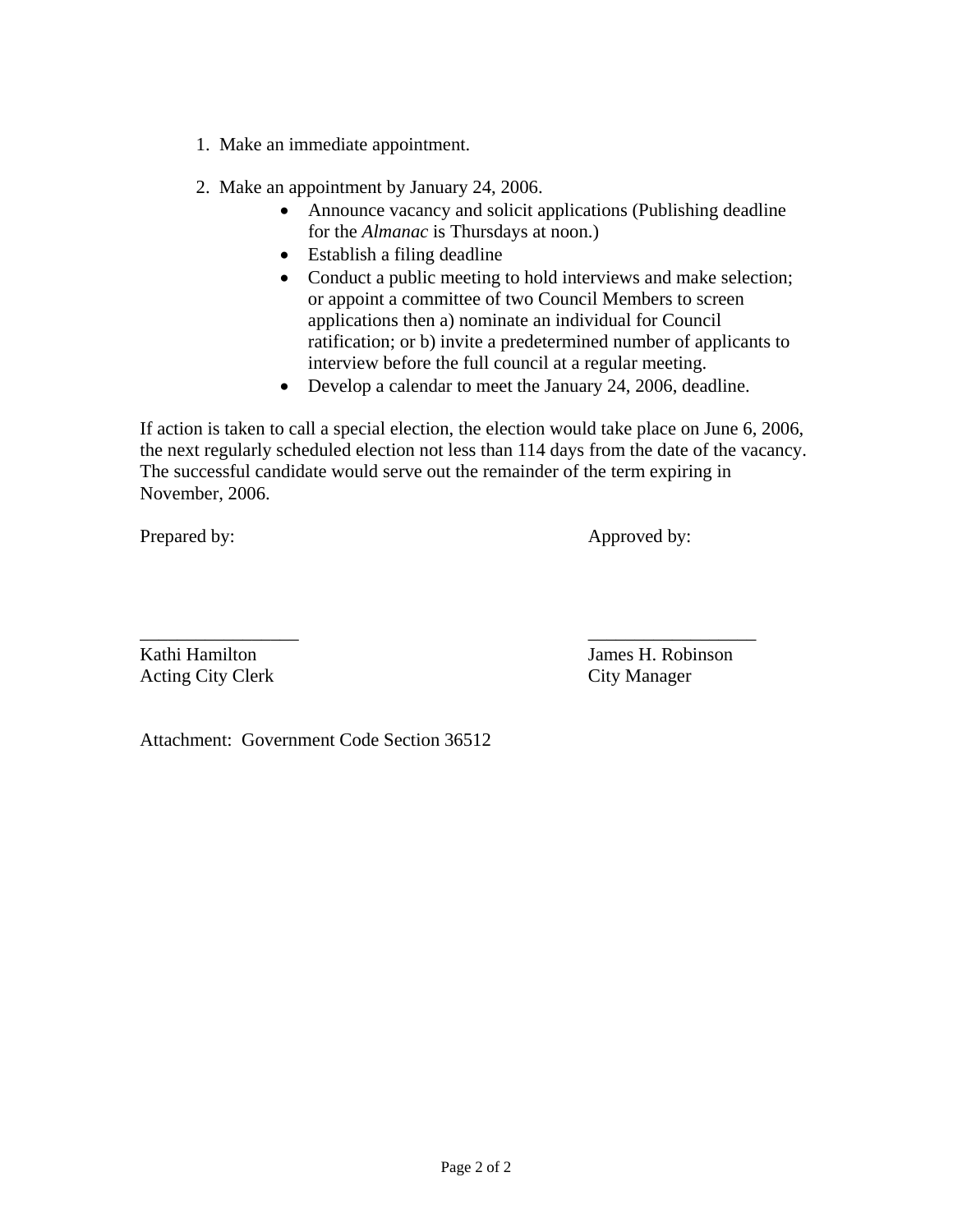1. Make an immediate appointment.

2. Make an appointment by January 24, 2006.
   - Announce vacancy and solicit applications (Publishing deadline for the *Almanac* is Thursdays at noon.)
   - Establish a filing deadline
   - Conduct a public meeting to hold interviews and make selection; or appoint a committee of two Council Members to screen applications then a) nominate an individual for Council ratification; or b) invite a predetermined number of applicants to interview before the full council at a regular meeting.
   - Develop a calendar to meet the January 24, 2006, deadline.

If action is taken to call a special election, the election would take place on June 6, 2006, the next regularly scheduled election not less than 114 days from the date of the vacancy. The successful candidate would serve out the remainder of the term expiring in November, 2006.

| Prepared by: | Approved by: |
|---|---|
| _________________ | __________________ |
| Kathi Hamilton | James H. Robinson |
| Acting City Clerk | City Manager |

Attachment: Government Code Section 36512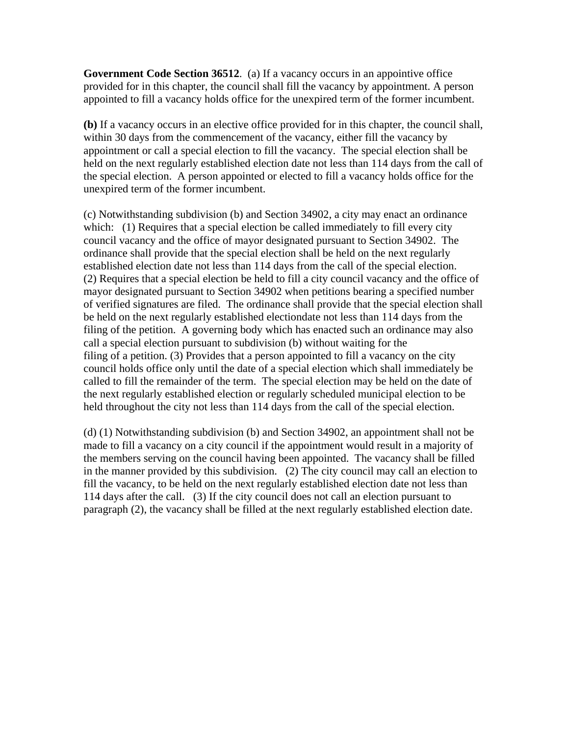**Government Code Section 36512**. (a) If a vacancy occurs in an appointive office provided for in this chapter, the council shall fill the vacancy by appointment. A person appointed to fill a vacancy holds office for the unexpired term of the former incumbent.

**(b)** If a vacancy occurs in an elective office provided for in this chapter, the council shall, within 30 days from the commencement of the vacancy, either fill the vacancy by appointment or call a special election to fill the vacancy. The special election shall be held on the next regularly established election date not less than 114 days from the call of the special election. A person appointed or elected to fill a vacancy holds office for the unexpired term of the former incumbent.

(c) Notwithstanding subdivision (b) and Section 34902, a city may enact an ordinance which: (1) Requires that a special election be called immediately to fill every city council vacancy and the office of mayor designated pursuant to Section 34902. The ordinance shall provide that the special election shall be held on the next regularly established election date not less than 114 days from the call of the special election. (2) Requires that a special election be held to fill a city council vacancy and the office of mayor designated pursuant to Section 34902 when petitions bearing a specified number of verified signatures are filed. The ordinance shall provide that the special election shall be held on the next regularly established electiondate not less than 114 days from the filing of the petition. A governing body which has enacted such an ordinance may also call a special election pursuant to subdivision (b) without waiting for the filing of a petition. (3) Provides that a person appointed to fill a vacancy on the city council holds office only until the date of a special election which shall immediately be called to fill the remainder of the term. The special election may be held on the date of the next regularly established election or regularly scheduled municipal election to be held throughout the city not less than 114 days from the call of the special election.

(d) (1) Notwithstanding subdivision (b) and Section 34902, an appointment shall not be made to fill a vacancy on a city council if the appointment would result in a majority of the members serving on the council having been appointed. The vacancy shall be filled in the manner provided by this subdivision. (2) The city council may call an election to fill the vacancy, to be held on the next regularly established election date not less than 114 days after the call. (3) If the city council does not call an election pursuant to paragraph (2), the vacancy shall be filled at the next regularly established election date.